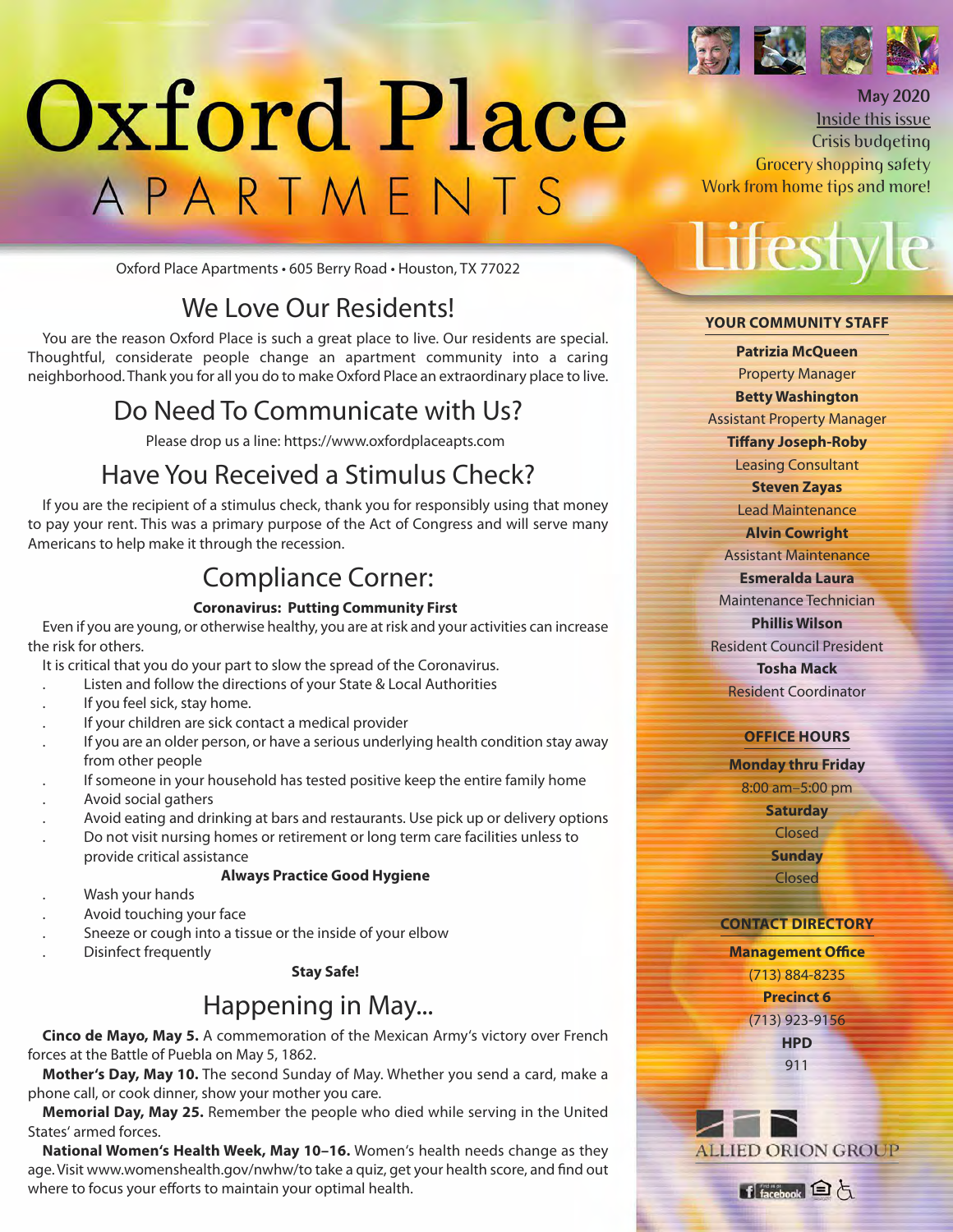# Oxford Place APARTMENTS

May 2020

Inside this issue

Crisis budgeting

Grocery shopping safety

Work from home tips and more!

Lifestyle

Oxford Place Apartments • 605 Berry Road • Houston, TX 77022

## We Love Our Residents!

You are the reason Oxford Place is such a great place to live. Our residents are special. Thoughtful, considerate people change an apartment community into a caring neighborhood. Thank you for all you do to make Oxford Place an extraordinary place to live.

## Do Need To Communicate with Us?

Please drop us a line: https://www.oxfordplaceapts.com

## Have You Received a Stimulus Check?

If you are the recipient of a stimulus check, thank you for responsibly using that money to pay your rent. This was a primary purpose of the Act of Congress and will serve many Americans to help make it through the recession.

## Compliance Corner:

**Coronavirus: Putting Community First**

Even if you are young, or otherwise healthy, you are at risk and your activities can increase the risk for others.

It is critical that you do your part to slow the spread of the Coronavirus.

- Listen and follow the directions of your State & Local Authorities
- If you feel sick, stay home.
- If your children are sick contact a medical provider
- If you are an older person, or have a serious underlying health condition stay away from other people
- If someone in your household has tested positive keep the entire family home
- Avoid social gathers
- Avoid eating and drinking at bars and restaurants. Use pick up or delivery options
- Do not visit nursing homes or retirement or long term care facilities unless to provide critical assistance

**Always Practice Good Hygiene**

- Wash your hands
- Avoid touching your face
- Sneeze or cough into a tissue or the inside of your elbow
- Disinfect frequently

**Stay Safe!**

## Happening in May...

**Cinco de Mayo, May 5.** A commemoration of the Mexican Army's victory over French forces at the Battle of Puebla on May 5, 1862.

**Mother's Day, May 10.** The second Sunday of May. Whether you send a card, make a phone call, or cook dinner, show your mother you care.

**Memorial Day, May 25.** Remember the people who died while serving in the United States' armed forces.

**National Women's Health Week, May 10–16.** Women's health needs change as they age. Visit www.womenshealth.gov/nwhw/to take a quiz, get your health score, and find out where to focus your efforts to maintain your optimal health.

### YOUR COMMUNITY STAFF

**Patrizia McQueen**
Property Manager

**Betty Washington**
Assistant Property Manager

**Tiffany Joseph-Roby**
Leasing Consultant

**Steven Zayas**
Lead Maintenance

**Alvin Cowright**
Assistant Maintenance

**Esmeralda Laura**
Maintenance Technician

**Phillis Wilson**
Resident Council President

**Tosha Mack**
Resident Coordinator

### OFFICE HOURS

**Monday thru Friday**
8:00 am–5:00 pm

**Saturday**
Closed

**Sunday**
Closed

### CONTACT DIRECTORY

**Management Office**
(713) 884-8235

**Precinct 6**
(713) 923-9156

**HPD**
911

ALLIED ORION GROUP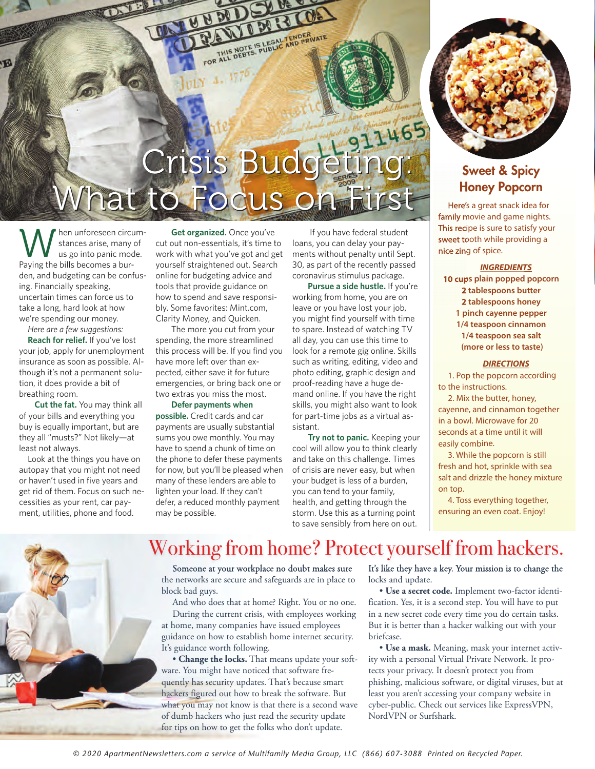# Crisis Budgeting: What to Focus on First

When unforeseen circumstances arise, many of us go into panic mode. Paying the bills becomes a burden, and budgeting can be confusing. Financially speaking, uncertain times can force us to take a long, hard look at how we're spending our money.

*Here are a few suggestions:*

**Reach for relief.** If you've lost your job, apply for unemployment insurance as soon as possible. Although it's not a permanent solution, it does provide a bit of breathing room.

**Cut the fat.** You may think all of your bills and everything you buy is equally important, but are they all "musts?" Not likely—at least not always.

Look at the things you have on autopay that you might not need or haven't used in five years and get rid of them. Focus on such necessities as your rent, car payment, utilities, phone and food.

**Get organized.** Once you've cut out non-essentials, it's time to work with what you've got and get yourself straightened out. Search online for budgeting advice and tools that provide guidance on how to spend and save responsibly. Some favorites: Mint.com, Clarity Money, and Quicken.

The more you cut from your spending, the more streamlined this process will be. If you find you have more left over than expected, either save it for future emergencies, or bring back one or two extras you miss the most.

**Defer payments when possible.** Credit cards and car payments are usually substantial sums you owe monthly. You may have to spend a chunk of time on the phone to defer these payments for now, but you'll be pleased when many of these lenders are able to lighten your load. If they can't defer, a reduced monthly payment may be possible.

If you have federal student loans, you can delay your payments without penalty until Sept. 30, as part of the recently passed coronavirus stimulus package.

**Pursue a side hustle.** If you're working from home, you are on leave or you have lost your job, you might find yourself with time to spare. Instead of watching TV all day, you can use this time to look for a remote gig online. Skills such as writing, editing, video and photo editing, graphic design and proof-reading have a huge demand online. If you have the right skills, you might also want to look for part-time jobs as a virtual assistant.

**Try not to panic.** Keeping your cool will allow you to think clearly and take on this challenge. Times of crisis are never easy, but when your budget is less of a burden, you can tend to your family, health, and getting through the storm. Use this as a turning point to save sensibly from here on out.

## Sweet & Spicy Honey Popcorn

Here's a great snack idea for family movie and game nights. This recipe is sure to satisfy your sweet tooth while providing a nice zing of spice.

***INGREDIENTS***

**10 cups plain popped popcorn**
**2 tablespoons butter**
**2 tablespoons honey**
**1 pinch cayenne pepper**
**1/4 teaspoon cinnamon**
**1/4 teaspoon sea salt (more or less to taste)**

***DIRECTIONS***

1. Pop the popcorn according to the instructions.
2. Mix the butter, honey, cayenne, and cinnamon together in a bowl. Microwave for 20 seconds at a time until it will easily combine.
3. While the popcorn is still fresh and hot, sprinkle with sea salt and drizzle the honey mixture on top.
4. Toss everything together, ensuring an even coat. Enjoy!

# Working from home? Protect yourself from hackers.

Someone at your workplace no doubt makes sure the networks are secure and safeguards are in place to block bad guys.

And who does that at home? Right. You or no one.

During the current crisis, with employees working at home, many companies have issued employees guidance on how to establish home internet security. It's guidance worth following.

• **Change the locks.** That means update your software. You might have noticed that software frequently has security updates. That's because smart hackers figured out how to break the software. But what you may not know is that there is a second wave of dumb hackers who just read the security update for tips on how to get the folks who don't update. It's like they have a key. Your mission is to change the locks and update.

• **Use a secret code.** Implement two-factor identification. Yes, it is a second step. You will have to put in a new secret code every time you do certain tasks. But it is better than a hacker walking out with your briefcase.

• **Use a mask.** Meaning, mask your internet activity with a personal Virtual Private Network. It protects your privacy. It doesn't protect you from phishing, malicious software, or digital viruses, but at least you aren't accessing your company website in cyber-public. Check out services like ExpressVPN, NordVPN or Surfshark.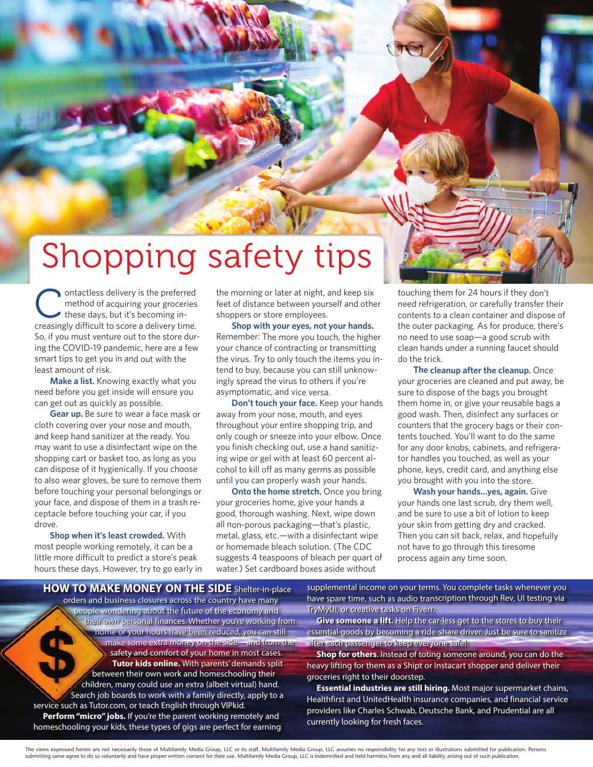# Shopping safety tips

Contactless delivery is the preferred method of acquiring your groceries these days, but it's becoming increasingly difficult to score a delivery time. So, if you must venture out to the store during the COVID-19 pandemic, here are a few smart tips to get you in and out with the least amount of risk.

**Make a list.** Knowing exactly what you need before you get inside will ensure you can get out as quickly as possible.

**Gear up.** Be sure to wear a face mask or cloth covering over your nose and mouth, and keep hand sanitizer at the ready. You may want to use a disinfectant wipe on the shopping cart or basket too, as long as you can dispose of it hygienically. If you choose to also wear gloves, be sure to remove them before touching your personal belongings or your face, and dispose of them in a trash receptacle before touching your car, if you drove.

**Shop when it's least crowded.** With most people working remotely, it can be a little more difficult to predict a store's peak hours these days. However, try to go early in the morning or later at night, and keep six feet of distance between yourself and other shoppers or store employees.

**Shop with your eyes, not your hands.** Remember: The more you touch, the higher your chance of contracting or transmitting the virus. Try to only touch the items you intend to buy, because you can still unknowingly spread the virus to others if you're asymptomatic, and vice versa.

**Don't touch your face.** Keep your hands away from your nose, mouth, and eyes throughout your entire shopping trip, and only cough or sneeze into your elbow. Once you finish checking out, use a hand sanitizing wipe or gel with at least 60 percent alcohol to kill off as many germs as possible until you can properly wash your hands.

**Onto the home stretch.** Once you bring your groceries home, give your hands a good, thorough washing. Next, wipe down all non-porous packaging—that's plastic, metal, glass, etc.—with a disinfectant wipe or homemade bleach solution. (The CDC suggests 4 teaspoons of bleach per quart of water.) Set cardboard boxes aside without touching them for 24 hours if they don't need refrigeration, or carefully transfer their contents to a clean container and dispose of the outer packaging. As for produce, there's no need to use soap—a good scrub with clean hands under a running faucet should do the trick.

**The cleanup after the cleanup.** Once your groceries are cleaned and put away, be sure to dispose of the bags you brought them home in, or give your reusable bags a good wash. Then, disinfect any surfaces or counters that the grocery bags or their contents touched. You'll want to do the same for any door knobs, cabinets, and refrigerator handles you touched, as well as your phone, keys, credit card, and anything else you brought with you into the store.

**Wash your hands...yes, again.** Give your hands one last scrub, dry them well, and be sure to use a bit of lotion to keep your skin from getting dry and cracked. Then you can sit back, relax, and hopefully not have to go through this tiresome process again any time soon.

## HOW TO MAKE MONEY ON THE SIDE

Shelter-in-place orders and business closures across the country have many people wondering about the future of the economy and their own personal finances. Whether you're working from home or your hours have been reduced, you can still make some extra money on the side—and from the safety and comfort of your home in most cases.

**Tutor kids online.** With parents' demands split between their own work and homeschooling their children, many could use an extra (albeit virtual) hand. Search job boards to work with a family directly, apply to a service such as Tutor.com, or teach English through VIPkid.

**Perform "micro" jobs.** If you're the parent working remotely and homeschooling your kids, these types of gigs are perfect for earning supplemental income on your terms. You complete tasks whenever you have spare time, such as audio transcription through Rev, UI testing via TryMyUI, or creative tasks on Fiverr.

**Give someone a lift.** Help the car-less get to the stores to buy their essential goods by becoming a ride-share driver. Just be sure to sanitize after each passenger to keep everyone safe!

**Shop for others**. Instead of toting someone around, you can do the heavy lifting for them as a Shipt or Instacart shopper and deliver their groceries right to their doorstep.

**Essential industries are still hiring.** Most major supermarket chains, Healthfirst and UnitedHealth insurance companies, and financial service providers like Charles Schwab, Deutsche Bank, and Prudential are all currently looking for fresh faces.

The views expressed herein are not necessarily those of Multifamily Media Group, LLC or its staff. Multifamily Media Group, LLC assumes no responsibility for any text or illustrations submitted for publication. Persons submitting same agree to do so voluntarily and have proper written consent for their use. Multifamily Media Group, LLC is indemnified and held harmless from any and all liability arising out of such publication.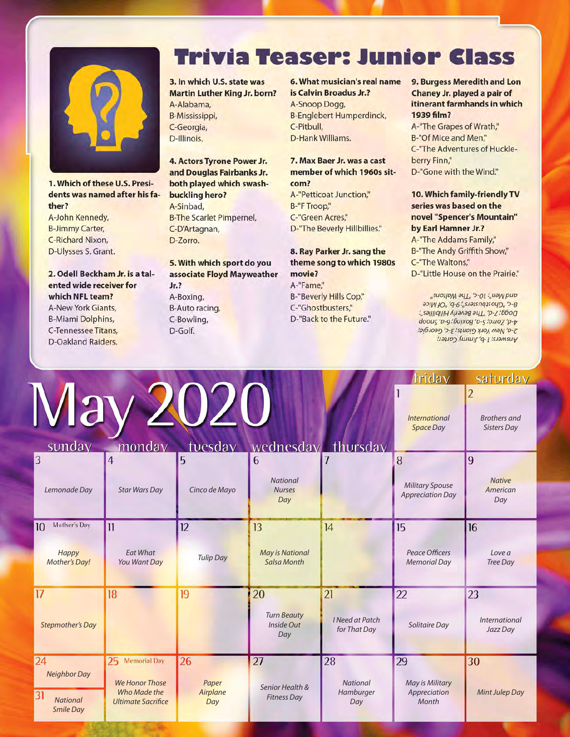# Trivia Teaser: Junior Class

**1. Which of these U.S. Presidents was named after his father?**
A-John Kennedy,
B-Jimmy Carter,
C-Richard Nixon,
D-Ulysses S. Grant.

**2. Odell Beckham Jr. is a talented wide receiver for which NFL team?**
A-New York Giants,
B-Miami Dolphins,
C-Tennessee Titans,
D-Oakland Raiders.

**3. In which U.S. state was Martin Luther King Jr. born?**
A-Alabama,
B-Mississippi,
C-Georgia,
D-Illinois.

**4. Actors Tyrone Power Jr. and Douglas Fairbanks Jr. both played which swash-buckling hero?**
A-Sinbad,
B-The Scarlet Pimpernel,
C-D'Artagnan,
D-Zorro.

**5. With which sport do you associate Floyd Mayweather Jr.?**
A-Boxing,
B-Auto racing,
C-Bowling,
D-Golf.

**6. What musician's real name is Calvin Broadus Jr.?**
A-Snoop Dogg,
B-Englebert Humperdinck,
C-Pitbull,
D-Hank Williams.

**7. Max Baer Jr. was a cast member of which 1960s sitcom?**
A-"Petticoat Junction,"
B-"F Troop,"
C-"Green Acres,"
D-"The Beverly Hillbillies."

**8. Ray Parker Jr. sang the theme song to which 1980s movie?**
A-"Fame,"
B-"Beverly Hills Cop,"
C-"Ghostbusters,"
D-"Back to the Future."

**9. Burgess Meredith and Lon Chaney Jr. played a pair of itinerant farmhands in which 1939 film?**
A-"The Grapes of Wrath,"
B-"Of Mice and Men,"
C-"The Adventures of Huckleberry Finn,"
D-"Gone with the Wind."

**10. Which family-friendly TV series was based on the novel "Spencer's Mountain" by Earl Hamner Jr.?**
A-"The Addams Family,"
B-"The Andy Griffith Show,"
C-"The Waltons,"
D-"Little House on the Prairie."

*Answers: 1-b, Jimmy Carter; 2-a, New York Giants; 3-c, Georgia; 4-d, Zorro; 5-a, Boxing; 6-a, Snoop Dogg; 7-d, "The Beverly Hillbillies"; 8-c, "Ghostbusters"; 9-b, "Of Mice and Men"; 10-c, "The Waltons"*

# May 2020

| sunday | monday | tuesday | wednesday | thursday | friday | saturday |
|---|---|---|---|---|---|---|
| | | | | | 1 *International Space Day* | 2 *Brothers and Sisters Day* |
| 3 *Lemonade Day* | 4 *Star Wars Day* | 5 *Cinco de Mayo* | 6 *National Nurses Day* | 7 | 8 *Military Spouse Appreciation Day* | 9 *Native American Day* |
| 10 Mother's Day *Happy Mother's Day!* | 11 *Eat What You Want Day* | 12 *Tulip Day* | 13 *May is National Salsa Month* | 14 | 15 *Peace Officers Memorial Day* | 16 *Love a Tree Day* |
| 17 *Stepmother's Day* | 18 | 19 | 20 *Turn Beauty Inside Out Day* | 21 *I Need at Patch for That Day* | 22 *Solitaire Day* | 23 *International Jazz Day* |
| 24 *Neighbor Day* / 31 *National Smile Day* | 25 Memorial Day *We Honor Those Who Made the Ultimate Sacrifice* | 26 *Paper Airplane Day* | 27 *Senior Health & Fitness Day* | 28 *National Hamburger Day* | 29 *May is Military Appreciation Month* | 30 *Mint Julep Day* |